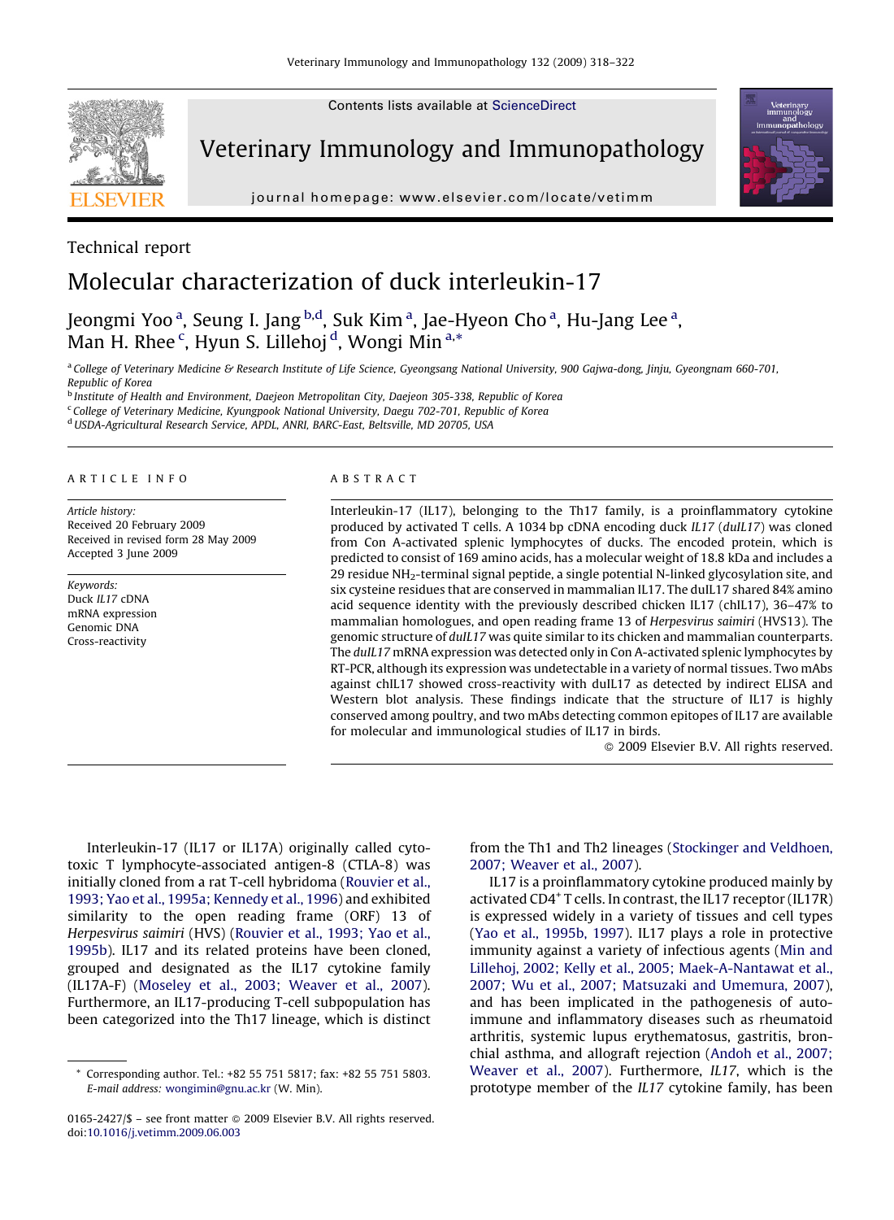Technical report

# Molecular characterization of duck interleukin-17

Jeongmi Yoo[a], Seung I. Jang[b,d], Suk Kim[a], Jae-Hyeon Cho[a], Hu-Jang Lee[a], Man H. Rhee[c], Hyun S. Lillehoj[d], Wongi Min[a,*]

[a] College of Veterinary Medicine & Research Institute of Life Science, Gyeongsang National University, 900 Gajwa-dong, Jinju, Gyeongnam 660-701, Republic of Korea
[b] Institute of Health and Environment, Daejeon Metropolitan City, Daejeon 305-338, Republic of Korea
[c] College of Veterinary Medicine, Kyungpook National University, Daegu 702-701, Republic of Korea
[d] USDA-Agricultural Research Service, APDL, ANRI, BARC-East, Beltsville, MD 20705, USA

## ARTICLE INFO

*Article history:*
Received 20 February 2009
Received in revised form 28 May 2009
Accepted 3 June 2009

*Keywords:*
Duck *IL17* cDNA
mRNA expression
Genomic DNA
Cross-reactivity

## ABSTRACT

Interleukin-17 (IL17), belonging to the Th17 family, is a proinflammatory cytokine produced by activated T cells. A 1034 bp cDNA encoding duck *IL17* (*duIL17*) was cloned from Con A-activated splenic lymphocytes of ducks. The encoded protein, which is predicted to consist of 169 amino acids, has a molecular weight of 18.8 kDa and includes a 29 residue $NH_2$-terminal signal peptide, a single potential N-linked glycosylation site, and six cysteine residues that are conserved in mammalian IL17. The duIL17 shared 84% amino acid sequence identity with the previously described chicken IL17 (chIL17), 36–47% to mammalian homologues, and open reading frame 13 of *Herpesvirus saimiri* (HVS13). The genomic structure of *duIL17* was quite similar to its chicken and mammalian counterparts. The *duIL17* mRNA expression was detected only in Con A-activated splenic lymphocytes by RT-PCR, although its expression was undetectable in a variety of normal tissues. Two mAbs against chIL17 showed cross-reactivity with duIL17 as detected by indirect ELISA and Western blot analysis. These findings indicate that the structure of IL17 is highly conserved among poultry, and two mAbs detecting common epitopes of IL17 are available for molecular and immunological studies of IL17 in birds.

© 2009 Elsevier B.V. All rights reserved.

Interleukin-17 (IL17 or IL17A) originally called cytotoxic T lymphocyte-associated antigen-8 (CTLA-8) was initially cloned from a rat T-cell hybridoma (Rouvier et al., 1993; Yao et al., 1995a; Kennedy et al., 1996) and exhibited similarity to the open reading frame (ORF) 13 of *Herpesvirus saimiri* (HVS) (Rouvier et al., 1993; Yao et al., 1995b). IL17 and its related proteins have been cloned, grouped and designated as the IL17 cytokine family (IL17A-F) (Moseley et al., 2003; Weaver et al., 2007). Furthermore, an IL17-producing T-cell subpopulation has been categorized into the Th17 lineage, which is distinct from the Th1 and Th2 lineages (Stockinger and Veldhoen, 2007; Weaver et al., 2007).

IL17 is a proinflammatory cytokine produced mainly by activated $CD4^+$ T cells. In contrast, the IL17 receptor (IL17R) is expressed widely in a variety of tissues and cell types (Yao et al., 1995b, 1997). IL17 plays a role in protective immunity against a variety of infectious agents (Min and Lillehoj, 2002; Kelly et al., 2005; Maek-A-Nantawat et al., 2007; Wu et al., 2007; Matsuzaki and Umemura, 2007), and has been implicated in the pathogenesis of autoimmune and inflammatory diseases such as rheumatoid arthritis, systemic lupus erythematosus, gastritis, bronchial asthma, and allograft rejection (Andoh et al., 2007; Weaver et al., 2007). Furthermore, *IL17*, which is the prototype member of the *IL17* cytokine family, has been

* Corresponding author. Tel.: +82 55 751 5817; fax: +82 55 751 5803. *E-mail address:* wongimin@gnu.ac.kr (W. Min).

0165-2427/$ – see front matter © 2009 Elsevier B.V. All rights reserved.
doi:10.1016/j.vetimm.2009.06.003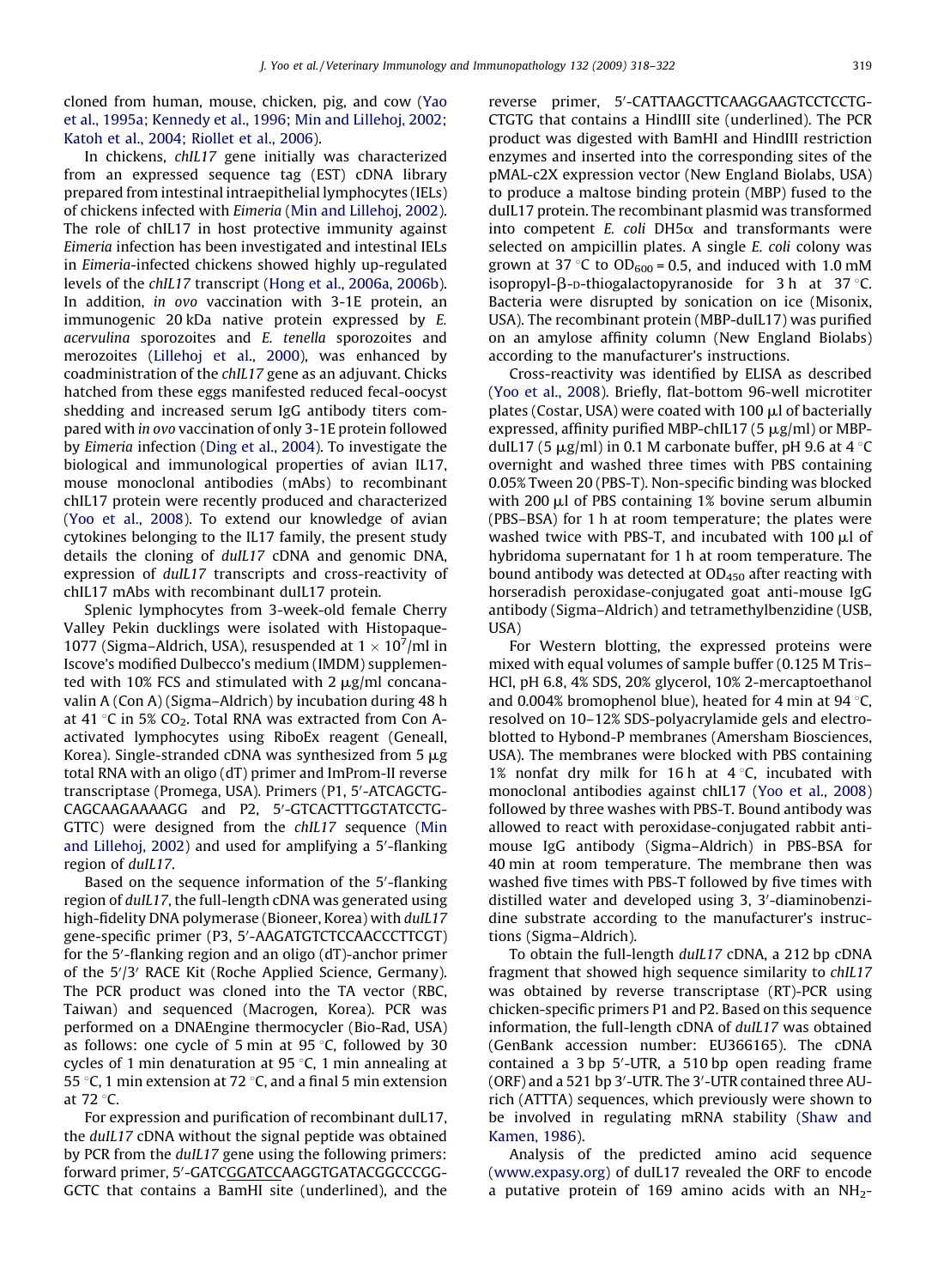cloned from human, mouse, chicken, pig, and cow (Yao et al., 1995a; Kennedy et al., 1996; Min and Lillehoj, 2002; Katoh et al., 2004; Riollet et al., 2006).

In chickens, *chIL17* gene initially was characterized from an expressed sequence tag (EST) cDNA library prepared from intestinal intraepithelial lymphocytes (IELs) of chickens infected with *Eimeria* (Min and Lillehoj, 2002). The role of chIL17 in host protective immunity against *Eimeria* infection has been investigated and intestinal IELs in *Eimeria*-infected chickens showed highly up-regulated levels of the *chIL17* transcript (Hong et al., 2006a, 2006b). In addition, *in ovo* vaccination with 3-1E protein, an immunogenic 20 kDa native protein expressed by *E. acervulina* sporozoites and *E. tenella* sporozoites and merozoites (Lillehoj et al., 2000), was enhanced by coadministration of the *chIL17* gene as an adjuvant. Chicks hatched from these eggs manifested reduced fecal-oocyst shedding and increased serum IgG antibody titers compared with *in ovo* vaccination of only 3-1E protein followed by *Eimeria* infection (Ding et al., 2004). To investigate the biological and immunological properties of avian IL17, mouse monoclonal antibodies (mAbs) to recombinant chIL17 protein were recently produced and characterized (Yoo et al., 2008). To extend our knowledge of avian cytokines belonging to the IL17 family, the present study details the cloning of *duIL17* cDNA and genomic DNA, expression of *duIL17* transcripts and cross-reactivity of chIL17 mAbs with recombinant duIL17 protein.

Splenic lymphocytes from 3-week-old female Cherry Valley Pekin ducklings were isolated with Histopaque-1077 (Sigma–Aldrich, USA), resuspended at $1 \times 10^7$/ml in Iscove's modified Dulbecco's medium (IMDM) supplemented with 10% FCS and stimulated with 2 μg/ml concanavalin A (Con A) (Sigma–Aldrich) by incubation during 48 h at 41 °C in 5% $CO_2$. Total RNA was extracted from Con A-activated lymphocytes using RiboEx reagent (Geneall, Korea). Single-stranded cDNA was synthesized from 5 μg total RNA with an oligo (dT) primer and ImProm-II reverse transcriptase (Promega, USA). Primers (P1, 5′-ATCAGCTG-CAGCAAGAAAAGG and P2, 5′-GTCACTTTGGTATCCTG-GTTC) were designed from the *chIL17* sequence (Min and Lillehoj, 2002) and used for amplifying a 5′-flanking region of *duIL17*.

Based on the sequence information of the 5′-flanking region of *duIL17*, the full-length cDNA was generated using high-fidelity DNA polymerase (Bioneer, Korea) with *duIL17* gene-specific primer (P3, 5′-AAGATGTCTCCAACCCTTCGT) for the 5′-flanking region and an oligo (dT)-anchor primer of the 5′/3′ RACE Kit (Roche Applied Science, Germany). The PCR product was cloned into the TA vector (RBC, Taiwan) and sequenced (Macrogen, Korea). PCR was performed on a DNAEngine thermocycler (Bio-Rad, USA) as follows: one cycle of 5 min at 95 °C, followed by 30 cycles of 1 min denaturation at 95 °C, 1 min annealing at 55 °C, 1 min extension at 72 °C, and a final 5 min extension at 72 °C.

For expression and purification of recombinant duIL17, the *duIL17* cDNA without the signal peptide was obtained by PCR from the *duIL17* gene using the following primers: forward primer, 5′-GATCGGATCCAAGGTGATACGGCCCGG-GCTC that contains a BamHI site (underlined), and the reverse primer, 5′-CATTAAGCTTCAAGGAAGTCCTCCTG-CTGTG that contains a HindIII site (underlined). The PCR product was digested with BamHI and HindIII restriction enzymes and inserted into the corresponding sites of the pMAL-c2X expression vector (New England Biolabs, USA) to produce a maltose binding protein (MBP) fused to the duIL17 protein. The recombinant plasmid was transformed into competent *E. coli* DH5α and transformants were selected on ampicillin plates. A single *E. coli* colony was grown at 37 °C to $OD_{600}$ = 0.5, and induced with 1.0 mM isopropyl-β-D-thiogalactopyranoside for 3 h at 37 °C. Bacteria were disrupted by sonication on ice (Misonix, USA). The recombinant protein (MBP-duIL17) was purified on an amylose affinity column (New England Biolabs) according to the manufacturer's instructions.

Cross-reactivity was identified by ELISA as described (Yoo et al., 2008). Briefly, flat-bottom 96-well microtiter plates (Costar, USA) were coated with 100 μl of bacterially expressed, affinity purified MBP-chIL17 (5 μg/ml) or MBP-duIL17 (5 μg/ml) in 0.1 M carbonate buffer, pH 9.6 at 4 °C overnight and washed three times with PBS containing 0.05% Tween 20 (PBS-T). Non-specific binding was blocked with 200 μl of PBS containing 1% bovine serum albumin (PBS–BSA) for 1 h at room temperature; the plates were washed twice with PBS-T, and incubated with 100 μl of hybridoma supernatant for 1 h at room temperature. The bound antibody was detected at $OD_{450}$ after reacting with horseradish peroxidase-conjugated goat anti-mouse IgG antibody (Sigma–Aldrich) and tetramethylbenzidine (USB, USA)

For Western blotting, the expressed proteins were mixed with equal volumes of sample buffer (0.125 M Tris–HCl, pH 6.8, 4% SDS, 20% glycerol, 10% 2-mercaptoethanol and 0.004% bromophenol blue), heated for 4 min at 94 °C, resolved on 10–12% SDS-polyacrylamide gels and electro-blotted to Hybond-P membranes (Amersham Biosciences, USA). The membranes were blocked with PBS containing 1% nonfat dry milk for 16 h at 4 °C, incubated with monoclonal antibodies against chIL17 (Yoo et al., 2008) followed by three washes with PBS-T. Bound antibody was allowed to react with peroxidase-conjugated rabbit anti-mouse IgG antibody (Sigma–Aldrich) in PBS-BSA for 40 min at room temperature. The membrane then was washed five times with PBS-T followed by five times with distilled water and developed using 3, 3′-diaminobenzidine substrate according to the manufacturer's instructions (Sigma–Aldrich).

To obtain the full-length *duIL17* cDNA, a 212 bp cDNA fragment that showed high sequence similarity to *chIL17* was obtained by reverse transcriptase (RT)-PCR using chicken-specific primers P1 and P2. Based on this sequence information, the full-length cDNA of *duIL17* was obtained (GenBank accession number: EU366165). The cDNA contained a 3 bp 5′-UTR, a 510 bp open reading frame (ORF) and a 521 bp 3′-UTR. The 3′-UTR contained three AU-rich (ATTTA) sequences, which previously were shown to be involved in regulating mRNA stability (Shaw and Kamen, 1986).

Analysis of the predicted amino acid sequence (www.expasy.org) of duIL17 revealed the ORF to encode a putative protein of 169 amino acids with an $NH_2$-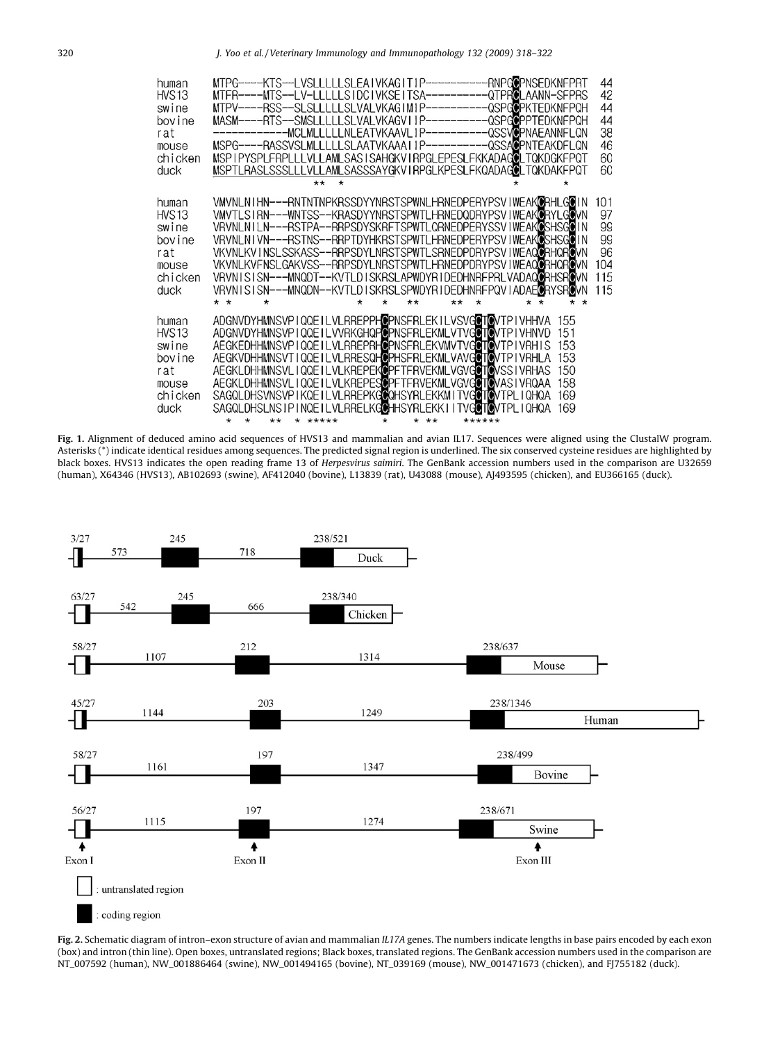```
human    MTPG----KTS--LVSLLLLLSLEAIVKAGITIP----------RNPGCPNSEDKNFPRT   44
HVS13    MTFR----MTS--LV-LLLLLSIDCIVKSEITSA----------QTPRCLAANN-SFPRS   42
swine    MTPV----RSS--SLSLLLLLSLVALVKAGIMIP----------QSPGCPKTEDKNFPQH   44
bovine   MASM----RTS--SMSLLLLLSLVALVKAGVIIP----------QSPGCPPTEDKNFPQH   44
rat      ------------MCLMLLLLLNLEATVKAAVLIP----------QSSVCPNAEANNFLQN   38
mouse    MSPG----RASSVSLMLLLLLSLAATVKAAAIIP----------QSSACPNTEAKDFLQN   46
chicken  MSPIPYSPLFRPLLLVLLAMLSASISAHGKVIRPGLEPESLFKKADAGCLTQKDGKFPQT   60
duck     MSPTLRASLSSSLLLVLLAMLSASSSAYGKVIRPGLKPESLFKQADAGCLTQKDAKFPQT   60

human    VMVNLNIHN---RNTNTNPKRSSDYYNRSTSPWNLHRNEDPERYPSVIWEAKCRHLGCIN  101
HVS13    VMVTLSIRN---WNTSS--KRASDYYNRSTSPWTLHRNEDQDRYPSVIWEAKCRYLGCVN   97
swine    VRVNLNILN---RSTPA--RRPSDYSKRFTSPWTLQRNEDPERYSSVIWEAKCSHSGCIN   99
bovine   VRVNLNIVN---RSTNS--RRPTDYHKRSTSPWTLHRNEDPERYPSVIWEAKCSHSGCIN   99
rat      VKVNLKVINSLSSKASS--RRPSDYLNRSTSPWTLSRNEDPDRYPSVIWEAQCRHQRCVN   96
mouse    VKVNLKVFNSLGAKVSS--RRPSDYLNRSTSPWTLHRNEDPDRYPSVIWEAQCRHQRCVN  104
chicken  VRVNISISN---MNQDT--KVTLDISKRSLAPWDYRIDEDHNRFPRLVADAQCRHSRCVN  115
duck     VRVNISISN---MNQDN--KVTLDISKRSLSPWDYRIDEDHNRFPQVIADAECRYSRCVN  115

human    ADGNVDYHMNSVPIQQEILVLRREPPHCPNSFRLEKILVSVGCTCVTPIVHHVA  155
HVS13    ADGNVDYHMNSVPIQQEILVVRKGHQPCPNSFRLEKMLVTVGCTCVTPIVHNVD  151
swine    AEGKEDHHMNSVPIQQEILVLRREPRHCPNSFRLEKVMVTVGCTCVTPIVRHIS  153
bovine   AEGKVDHHMNSVTIQQEILVLRRESQHCPHSFRLEKMLVAVGCTCVTPIVRHLA  153
rat      AEGKLDHHMNSVLIQQEILVLKREPEKCPFTFRVEKMLVGVGCTCVSSIVRHAS  150
mouse    AEGKLDHHMNSVLIQQEILVLKREPESCPFTFRVEKMLVGVGCTCVASIVRQAA  158
chicken  SAGQLDHSVNSVPIKQEILVLRREPKGCQHSYRLEKKMITVGCTCVTPLIQHQA  169
duck     SAGQLDHSLNSIPINQEILVLRRELKGCHHSYRLEKKIITVGCTCVTPLIQHQA  169
```

**Fig. 1.** Alignment of deduced amino acid sequences of HVS13 and mammalian and avian IL17. Sequences were aligned using the ClustalW program. Asterisks (*) indicate identical residues among sequences. The predicted signal region is underlined. The six conserved cysteine residues are highlighted by black boxes. HVS13 indicates the open reading frame 13 of *Herpesvirus saimiri*. The GenBank accession numbers used in the comparison are U32659 (human), X64346 (HVS13), AB102693 (swine), AF412040 (bovine), L13839 (rat), U43088 (mouse), AJ493595 (chicken), and EU366165 (duck).

**Fig. 2.** Schematic diagram of intron–exon structure of avian and mammalian *IL17A* genes. The numbers indicate lengths in base pairs encoded by each exon (box) and intron (thin line). Open boxes, untranslated regions; Black boxes, translated regions. The GenBank accession numbers used in the comparison are NT_007592 (human), NW_001886464 (swine), NW_001494165 (bovine), NT_039169 (mouse), NW_001471673 (chicken), and FJ755182 (duck).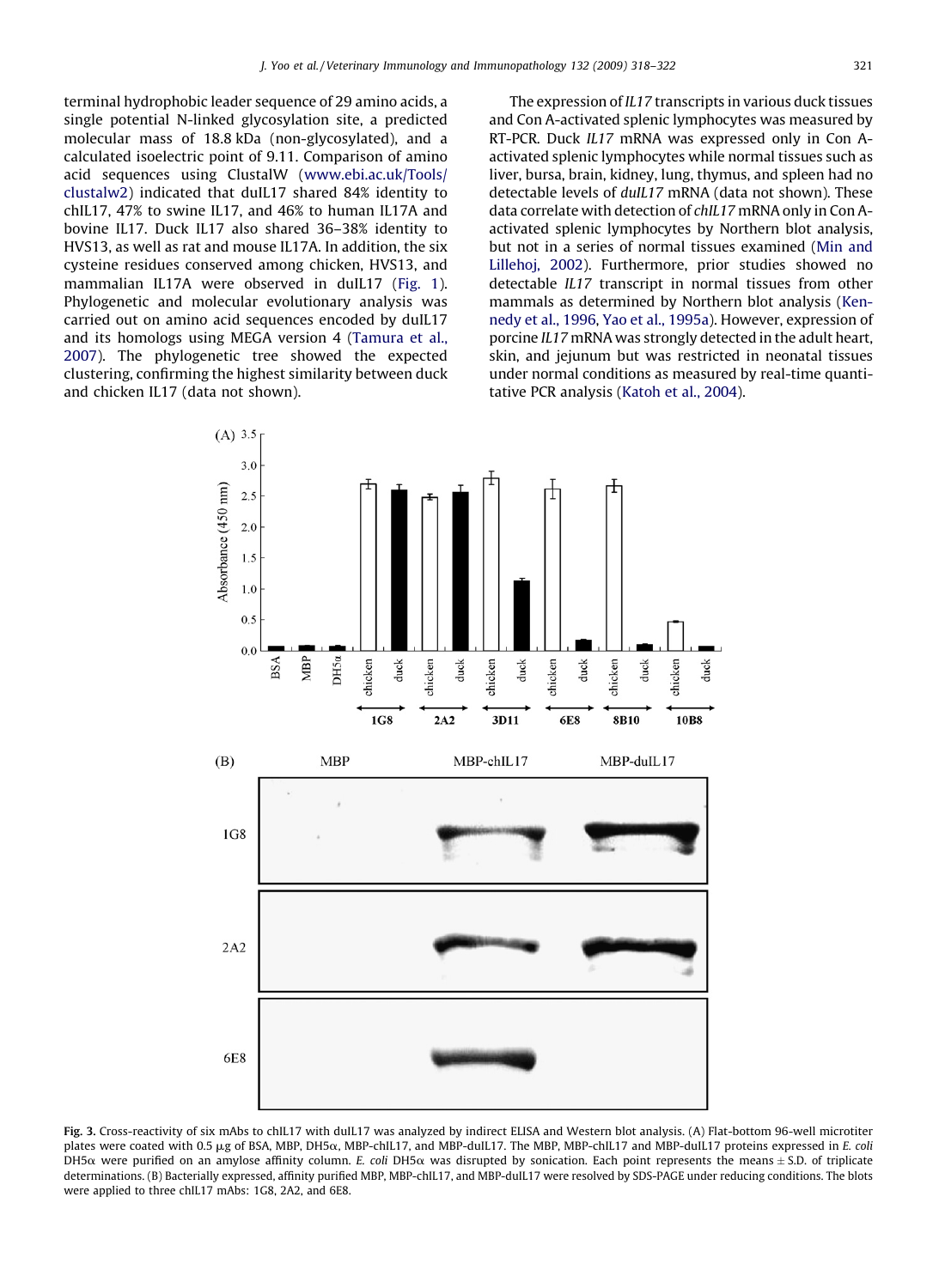terminal hydrophobic leader sequence of 29 amino acids, a single potential N-linked glycosylation site, a predicted molecular mass of 18.8 kDa (non-glycosylated), and a calculated isoelectric point of 9.11. Comparison of amino acid sequences using ClustalW (www.ebi.ac.uk/Tools/clustalw2) indicated that duIL17 shared 84% identity to chIL17, 47% to swine IL17, and 46% to human IL17A and bovine IL17. Duck IL17 also shared 36–38% identity to HVS13, as well as rat and mouse IL17A. In addition, the six cysteine residues conserved among chicken, HVS13, and mammalian IL17A were observed in duIL17 (Fig. 1). Phylogenetic and molecular evolutionary analysis was carried out on amino acid sequences encoded by duIL17 and its homologs using MEGA version 4 (Tamura et al., 2007). The phylogenetic tree showed the expected clustering, confirming the highest similarity between duck and chicken IL17 (data not shown).

The expression of *IL17* transcripts in various duck tissues and Con A-activated splenic lymphocytes was measured by RT-PCR. Duck *IL17* mRNA was expressed only in Con A-activated splenic lymphocytes while normal tissues such as liver, bursa, brain, kidney, lung, thymus, and spleen had no detectable levels of *duIL17* mRNA (data not shown). These data correlate with detection of *chIL17* mRNA only in Con A-activated splenic lymphocytes by Northern blot analysis, but not in a series of normal tissues examined (Min and Lillehoj, 2002). Furthermore, prior studies showed no detectable *IL17* transcript in normal tissues from other mammals as determined by Northern blot analysis (Kennedy et al., 1996, Yao et al., 1995a). However, expression of porcine *IL17* mRNA was strongly detected in the adult heart, skin, and jejunum but was restricted in neonatal tissues under normal conditions as measured by real-time quantitative PCR analysis (Katoh et al., 2004).

**Fig. 3.** Cross-reactivity of six mAbs to chIL17 with duIL17 was analyzed by indirect ELISA and Western blot analysis. (A) Flat-bottom 96-well microtiter plates were coated with 0.5 μg of BSA, MBP, DH5α, MBP-chIL17, and MBP-duIL17. The MBP, MBP-chIL17 and MBP-duIL17 proteins expressed in *E. coli* DH5α were purified on an amylose affinity column. *E. coli* DH5α was disrupted by sonication. Each point represents the means ± S.D. of triplicate determinations. (B) Bacterially expressed, affinity purified MBP, MBP-chIL17, and MBP-duIL17 were resolved by SDS-PAGE under reducing conditions. The blots were applied to three chIL17 mAbs: 1G8, 2A2, and 6E8.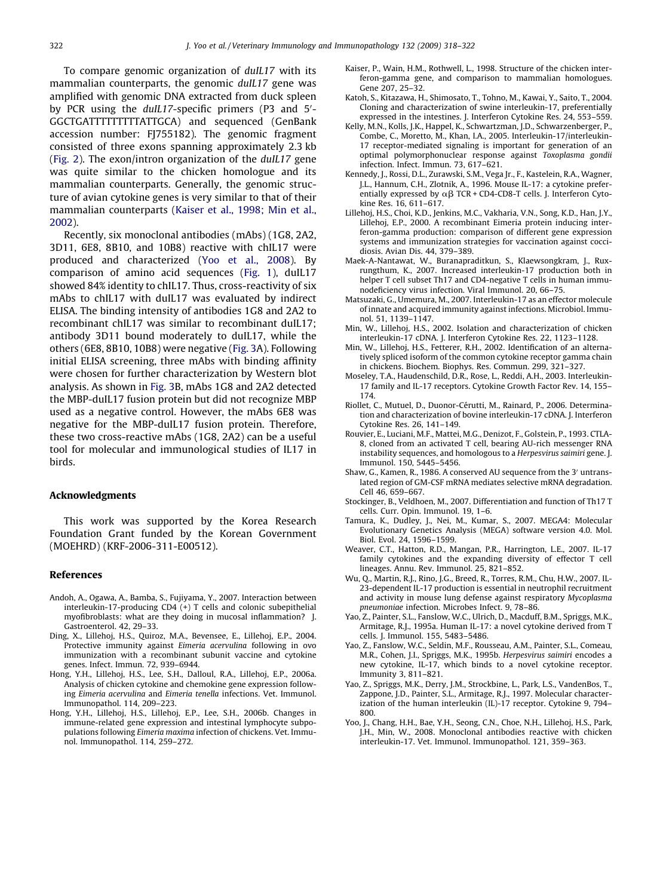To compare genomic organization of *duIL17* with its mammalian counterparts, the genomic *duIL17* gene was amplified with genomic DNA extracted from duck spleen by PCR using the *duIL17*-specific primers (P3 and 5′-GGCTGATTTTTTTTTATTGCA) and sequenced (GenBank accession number: FJ755182). The genomic fragment consisted of three exons spanning approximately 2.3 kb (Fig. 2). The exon/intron organization of the *duIL17* gene was quite similar to the chicken homologue and its mammalian counterparts. Generally, the genomic structure of avian cytokine genes is very similar to that of their mammalian counterparts (Kaiser et al., 1998; Min et al., 2002).

Recently, six monoclonal antibodies (mAbs) (1G8, 2A2, 3D11, 6E8, 8B10, and 10B8) reactive with chIL17 were produced and characterized (Yoo et al., 2008). By comparison of amino acid sequences (Fig. 1), duIL17 showed 84% identity to chIL17. Thus, cross-reactivity of six mAbs to chIL17 with duIL17 was evaluated by indirect ELISA. The binding intensity of antibodies 1G8 and 2A2 to recombinant chIL17 was similar to recombinant duIL17; antibody 3D11 bound moderately to duIL17, while the others (6E8, 8B10, 10B8) were negative (Fig. 3A). Following initial ELISA screening, three mAbs with binding affinity were chosen for further characterization by Western blot analysis. As shown in Fig. 3B, mAbs 1G8 and 2A2 detected the MBP-duIL17 fusion protein but did not recognize MBP used as a negative control. However, the mAbs 6E8 was negative for the MBP-duIL17 fusion protein. Therefore, these two cross-reactive mAbs (1G8, 2A2) can be a useful tool for molecular and immunological studies of IL17 in birds.

## Acknowledgments

This work was supported by the Korea Research Foundation Grant funded by the Korean Government (MOEHRD) (KRF-2006-311-E00512).

## References

Andoh, A., Ogawa, A., Bamba, S., Fujiyama, Y., 2007. Interaction between interleukin-17-producing CD4 (+) T cells and colonic subepithelial myofibroblasts: what are they doing in mucosal inflammation? J. Gastroenterol. 42, 29–33.

Ding, X., Lillehoj, H.S., Quiroz, M.A., Bevensee, E., Lillehoj, E.P., 2004. Protective immunity against *Eimeria acervulina* following in ovo immunization with a recombinant subunit vaccine and cytokine genes. Infect. Immun. 72, 939–6944.

Hong, Y.H., Lillehoj, H.S., Lee, S.H., Dalloul, R.A., Lillehoj, E.P., 2006a. Analysis of chicken cytokine and chemokine gene expression following *Eimeria acervulina* and *Eimeria tenella* infections. Vet. Immunol. Immunopathol. 114, 209–223.

Hong, Y.H., Lillehoj, H.S., Lillehoj, E.P., Lee, S.H., 2006b. Changes in immune-related gene expression and intestinal lymphocyte subpopulations following *Eimeria maxima* infection of chickens. Vet. Immunol. Immunopathol. 114, 259–272.

Kaiser, P., Wain, H.M., Rothwell, L., 1998. Structure of the chicken interferon-gamma gene, and comparison to mammalian homologues. Gene 207, 25–32.

Katoh, S., Kitazawa, H., Shimosato, T., Tohno, M., Kawai, Y., Saito, T., 2004. Cloning and characterization of swine interleukin-17, preferentially expressed in the intestines. J. Interferon Cytokine Res. 24, 553–559.

Kelly, M.N., Kolls, J.K., Happel, K., Schwartzman, J.D., Schwarzenberger, P., Combe, C., Moretto, M., Khan, I.A., 2005. Interleukin-17/interleukin-17 receptor-mediated signaling is important for generation of an optimal polymorphonuclear response against *Toxoplasma gondii* infection. Infect. Immun. 73, 617–621.

Kennedy, J., Rossi, D.L., Zurawski, S.M., Vega Jr., F., Kastelein, R.A., Wagner, J.L., Hannum, C.H., Zlotnik, A., 1996. Mouse IL-17: a cytokine preferentially expressed by αβ TCR + CD4-CD8-T cells. J. Interferon Cytokine Res. 16, 611–617.

Lillehoj, H.S., Choi, K.D., Jenkins, M.C., Vakharia, V.N., Song, K.D., Han, J.Y., Lillehoj, E.P., 2000. A recombinant Eimeria protein inducing interferon-gamma production: comparison of different gene expression systems and immunization strategies for vaccination against coccidiosis. Avian Dis. 44, 379–389.

Maek-A-Nantawat, W., Buranapraditkun, S., Klaewsongkram, J., Ruxrungthum, K., 2007. Increased interleukin-17 production both in helper T cell subset Th17 and CD4-negative T cells in human immunodeficiency virus infection. Viral Immunol. 20, 66–75.

Matsuzaki, G., Umemura, M., 2007. Interleukin-17 as an effector molecule of innate and acquired immunity against infections. Microbiol. Immunol. 51, 1139–1147.

Min, W., Lillehoj, H.S., 2002. Isolation and characterization of chicken interleukin-17 cDNA. J. Interferon Cytokine Res. 22, 1123–1128.

Min, W., Lillehoj, H.S., Fetterer, R.H., 2002. Identification of an alternatively spliced isoform of the common cytokine receptor gamma chain in chickens. Biochem. Biophys. Res. Commun. 299, 321–327.

Moseley, T.A., Haudenschild, D.R., Rose, L., Reddi, A.H., 2003. Interleukin-17 family and IL-17 receptors. Cytokine Growth Factor Rev. 14, 155–174.

Riollet, C., Mutuel, D., Duonor-Cérutti, M., Rainard, P., 2006. Determination and characterization of bovine interleukin-17 cDNA. J. Interferon Cytokine Res. 26, 141–149.

Rouvier, E., Luciani, M.F., Mattei, M.G., Denizot, F., Golstein, P., 1993. CTLA-8, cloned from an activated T cell, bearing AU-rich messenger RNA instability sequences, and homologous to a *Herpesvirus saimiri* gene. J. Immunol. 150, 5445–5456.

Shaw, G., Kamen, R., 1986. A conserved AU sequence from the 3′ untranslated region of GM-CSF mRNA mediates selective mRNA degradation. Cell 46, 659–667.

Stockinger, B., Veldhoen, M., 2007. Differentiation and function of Th17 T cells. Curr. Opin. Immunol. 19, 1–6.

Tamura, K., Dudley, J., Nei, M., Kumar, S., 2007. MEGA4: Molecular Evolutionary Genetics Analysis (MEGA) software version 4.0. Mol. Biol. Evol. 24, 1596–1599.

Weaver, C.T., Hatton, R.D., Mangan, P.R., Harrington, L.E., 2007. IL-17 family cytokines and the expanding diversity of effector T cell lineages. Annu. Rev. Immunol. 25, 821–852.

Wu, Q., Martin, R.J., Rino, J.G., Breed, R., Torres, R.M., Chu, H.W., 2007. IL-23-dependent IL-17 production is essential in neutrophil recruitment and activity in mouse lung defense against respiratory *Mycoplasma pneumoniae* infection. Microbes Infect. 9, 78–86.

Yao, Z., Painter, S.L., Fanslow, W.C., Ulrich, D., Macduff, B.M., Spriggs, M.K., Armitage, R.J., 1995a. Human IL-17: a novel cytokine derived from T cells. J. Immunol. 155, 5483–5486.

Yao, Z., Fanslow, W.C., Seldin, M.F., Rousseau, A.M., Painter, S.L., Comeau, M.R., Cohen, J.I., Spriggs, M.K., 1995b. *Herpesvirus saimiri* encodes a new cytokine, IL-17, which binds to a novel cytokine receptor. Immunity 3, 811–821.

Yao, Z., Spriggs, M.K., Derry, J.M., Strockbine, L., Park, L.S., VandenBos, T., Zappone, J.D., Painter, S.L., Armitage, R.J., 1997. Molecular characterization of the human interleukin (IL)-17 receptor. Cytokine 9, 794–800.

Yoo, J., Chang, H.H., Bae, Y.H., Seong, C.N., Choe, N.H., Lillehoj, H.S., Park, J.H., Min, W., 2008. Monoclonal antibodies reactive with chicken interleukin-17. Vet. Immunol. Immunopathol. 121, 359–363.